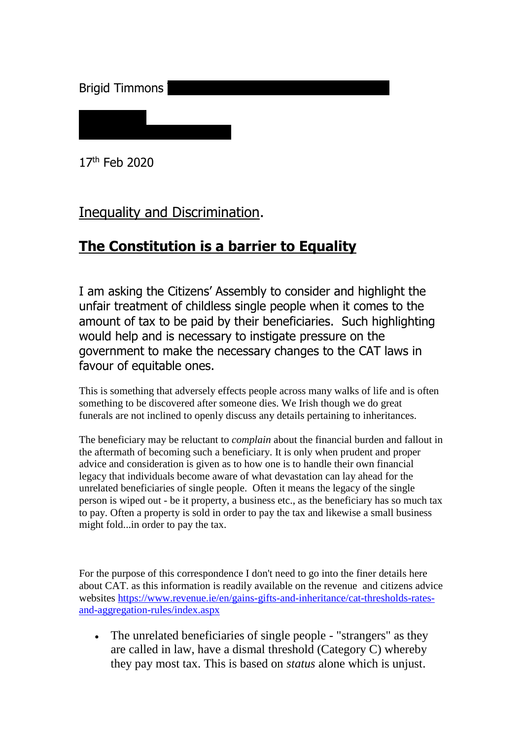Brigid Timmons

17th Feb 2020

Inequality and Discrimination.

## The Constitution is a barrier to Equality

I am asking the Citizens' Assembly to consider and highlight the unfair treatment of childless single people when it comes to the amount of tax to be paid by their beneficiaries. Such highlighting would help and is necessary to instigate pressure on the government to make the necessary changes to the CAT laws in favour of equitable ones.

This is something that adversely effects people across many walks of life and is often something to be discovered after someone dies. We Irish though we do great funerals are not inclined to openly discuss any details pertaining to inheritances.

The beneficiary may be reluctant to *complain* about the financial burden and fallout in the aftermath of becoming such a beneficiary. It is only when prudent and proper advice and consideration is given as to how one is to handle their own financial legacy that individuals become aware of what devastation can lay ahead for the unrelated beneficiaries of single people. Often it means the legacy of the single person is wiped out - be it property, a business etc., as the beneficiary has so much tax to pay. Often a property is sold in order to pay the tax and likewise a small business might fold...in order to pay the tax.

For the purpose of this correspondence I don't need to go into the finer details here about CAT. as this information is readily available on the revenue and citizens advice websites [https://www.revenue.ie/en/gains-gifts-and-inheritance/cat-thresholds-rates-and-aggregation-rules/index.aspx](https://www.revenue.ie/en/gains-gifts-and-inheritance/cat-thresholds-rates-and-aggregation-rules/index.aspx)

- The unrelated beneficiaries of single people - "strangers" as they are called in law, have a dismal threshold (Category C) whereby they pay most tax. This is based on *status* alone which is unjust.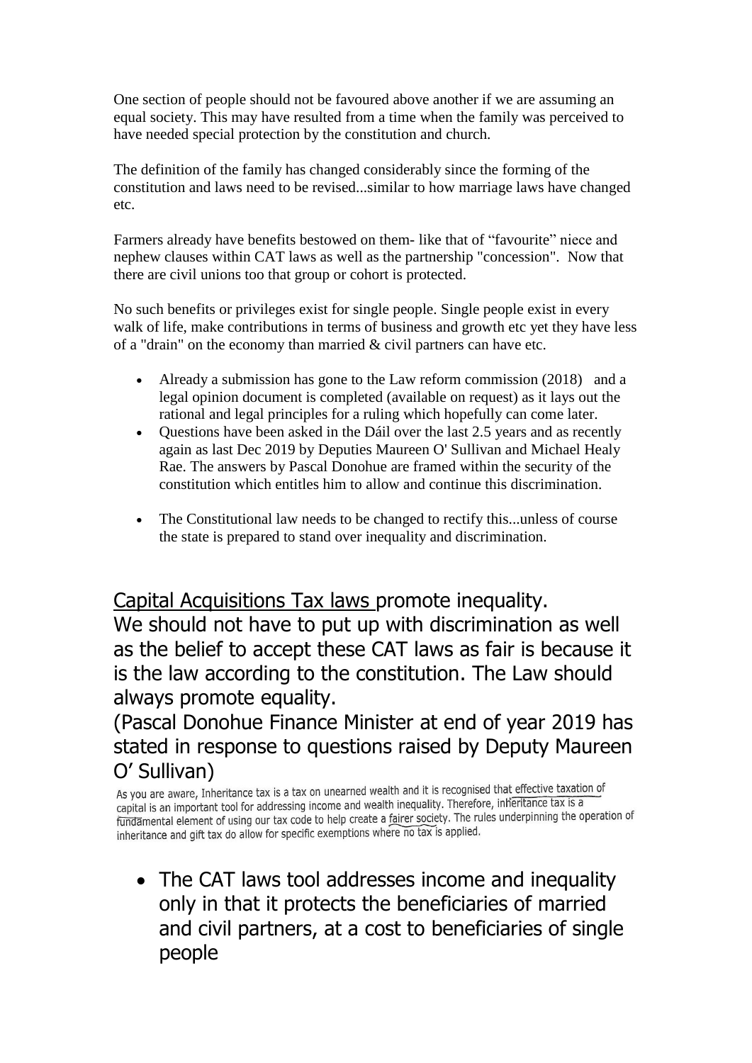One section of people should not be favoured above another if we are assuming an equal society. This may have resulted from a time when the family was perceived to have needed special protection by the constitution and church.

The definition of the family has changed considerably since the forming of the constitution and laws need to be revised...similar to how marriage laws have changed etc.

Farmers already have benefits bestowed on them- like that of "favourite" niece and nephew clauses within CAT laws as well as the partnership "concession". Now that there are civil unions too that group or cohort is protected.

No such benefits or privileges exist for single people. Single people exist in every walk of life, make contributions in terms of business and growth etc yet they have less of a "drain" on the economy than married & civil partners can have etc.

- Already a submission has gone to the Law reform commission (2018) and a legal opinion document is completed (available on request) as it lays out the rational and legal principles for a ruling which hopefully can come later.
- Questions have been asked in the Dáil over the last 2.5 years and as recently again as last Dec 2019 by Deputies Maureen O' Sullivan and Michael Healy Rae. The answers by Pascal Donohue are framed within the security of the constitution which entitles him to allow and continue this discrimination.
- The Constitutional law needs to be changed to rectify this...unless of course the state is prepared to stand over inequality and discrimination.

## Capital Acquisitions Tax laws promote inequality.

## We should not have to put up with discrimination as well as the belief to accept these CAT laws as fair is because it is the law according to the constitution. The Law should always promote equality.

## (Pascal Donohue Finance Minister at end of year 2019 has stated in response to questions raised by Deputy Maureen O' Sullivan)

As you are aware, Inheritance tax is a tax on unearned wealth and it is recognised that effective taxation of capital is an important tool for addressing income and wealth inequality. Therefore, inheritance tax is a fundamental element of using our tax code to help create a fairer society. The rules underpinning the operation of inheritance and gift tax do allow for specific exemptions where no tax is applied.

- The CAT laws tool addresses income and inequality only in that it protects the beneficiaries of married and civil partners, at a cost to beneficiaries of single people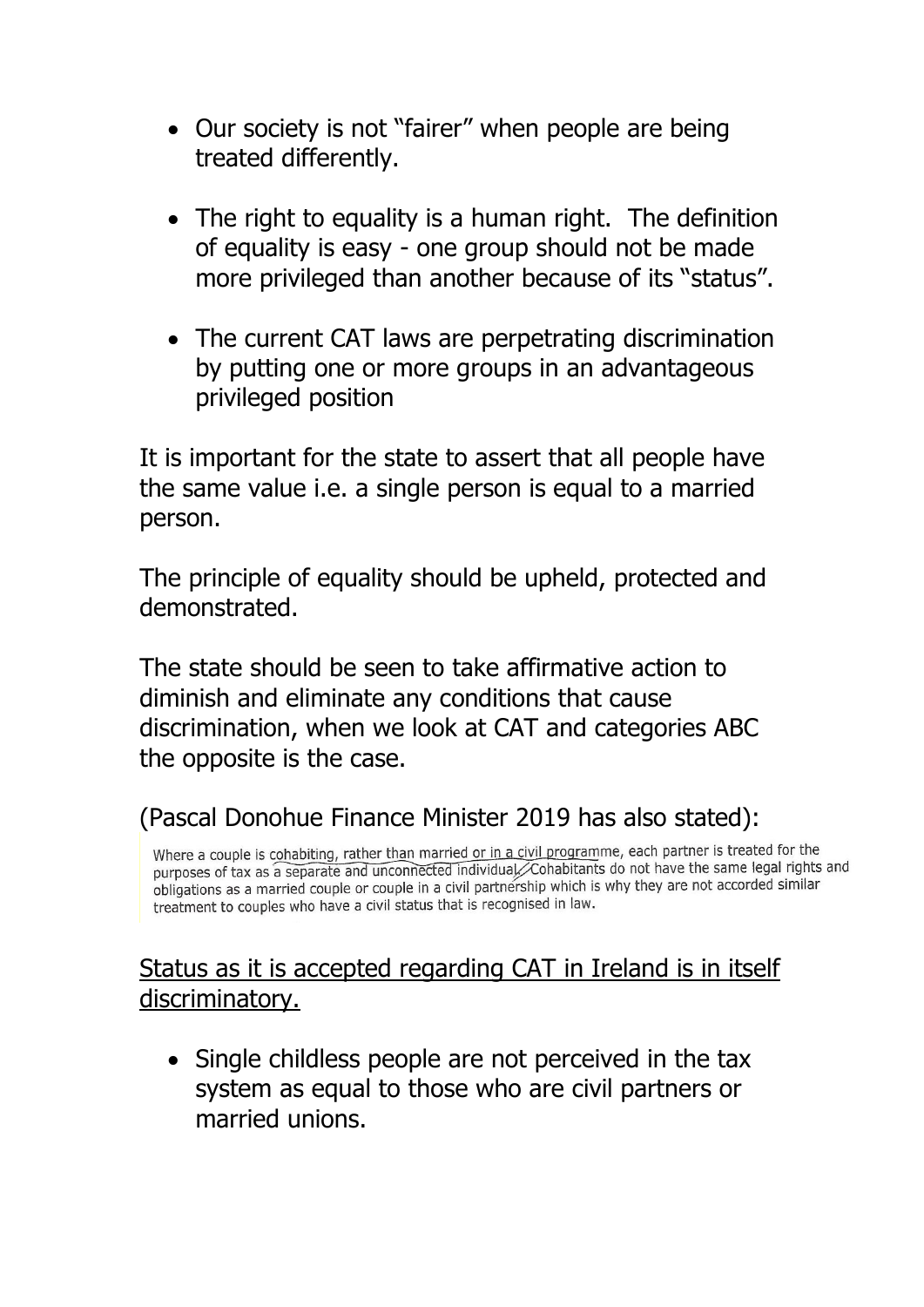- Our society is not "fairer" when people are being treated differently.

- The right to equality is a human right. The definition of equality is easy - one group should not be made more privileged than another because of its "status".

- The current CAT laws are perpetrating discrimination by putting one or more groups in an advantageous privileged position

It is important for the state to assert that all people have the same value i.e. a single person is equal to a married person.

The principle of equality should be upheld, protected and demonstrated.

The state should be seen to take affirmative action to diminish and eliminate any conditions that cause discrimination, when we look at CAT and categories ABC the opposite is the case.

(Pascal Donohue Finance Minister 2019 has also stated):

> Where a couple is cohabiting, rather than married or in a civil programme, each partner is treated for the purposes of tax as a separate and unconnected individual. Cohabitants do not have the same legal rights and obligations as a married couple or couple in a civil partnership which is why they are not accorded similar treatment to couples who have a civil status that is recognised in law.

<u>Status as it is accepted regarding CAT in Ireland is in itself discriminatory.</u>

- Single childless people are not perceived in the tax system as equal to those who are civil partners or married unions.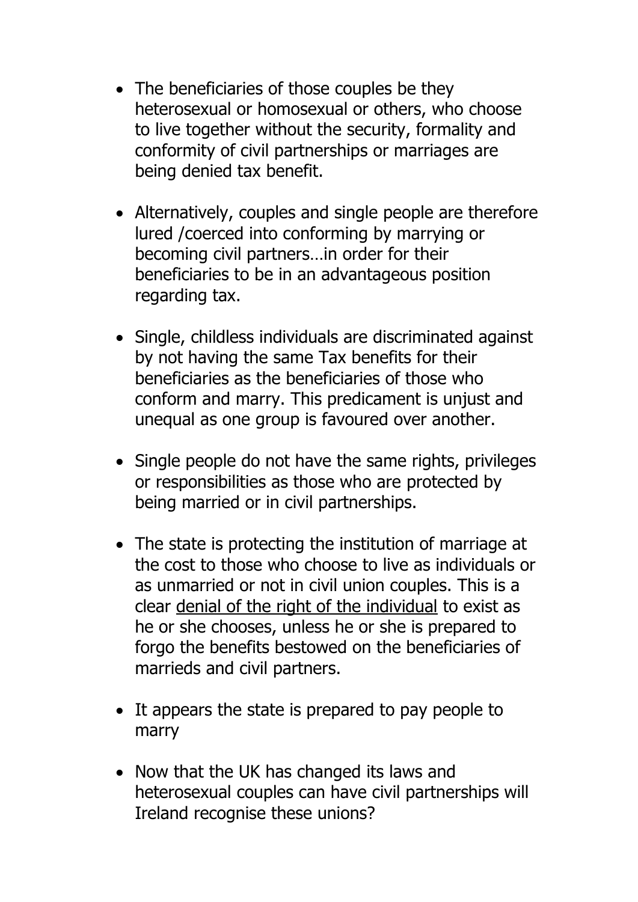- The beneficiaries of those couples be they heterosexual or homosexual or others, who choose to live together without the security, formality and conformity of civil partnerships or marriages are being denied tax benefit.

- Alternatively, couples and single people are therefore lured /coerced into conforming by marrying or becoming civil partners…in order for their beneficiaries to be in an advantageous position regarding tax.

- Single, childless individuals are discriminated against by not having the same Tax benefits for their beneficiaries as the beneficiaries of those who conform and marry. This predicament is unjust and unequal as one group is favoured over another.

- Single people do not have the same rights, privileges or responsibilities as those who are protected by being married or in civil partnerships.

- The state is protecting the institution of marriage at the cost to those who choose to live as individuals or as unmarried or not in civil union couples. This is a clear <u>denial of the right of the individual</u> to exist as he or she chooses, unless he or she is prepared to forgo the benefits bestowed on the beneficiaries of marrieds and civil partners.

- It appears the state is prepared to pay people to marry

- Now that the UK has changed its laws and heterosexual couples can have civil partnerships will Ireland recognise these unions?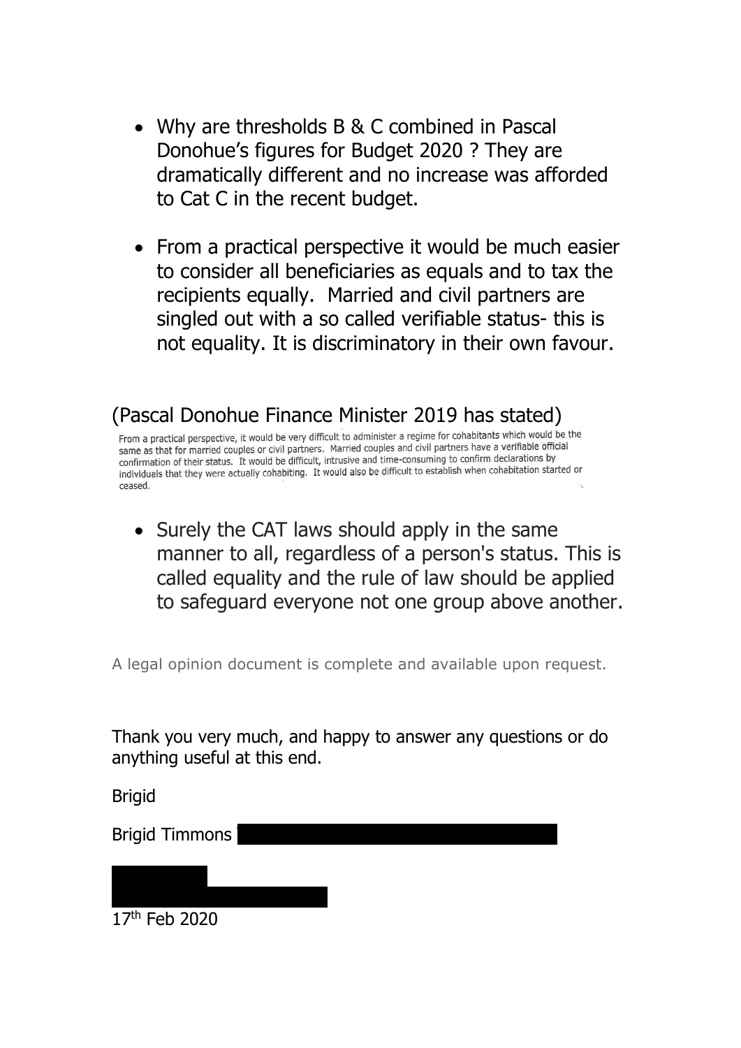- Why are thresholds B & C combined in Pascal Donohue's figures for Budget 2020 ? They are dramatically different and no increase was afforded to Cat C in the recent budget.

- From a practical perspective it would be much easier to consider all beneficiaries as equals and to tax the recipients equally. Married and civil partners are singled out with a so called verifiable status- this is not equality. It is discriminatory in their own favour.

(Pascal Donohue Finance Minister 2019 has stated)

From a practical perspective, it would be very difficult to administer a regime for cohabitants which would be the same as that for married couples or civil partners. Married couples and civil partners have a verifiable official confirmation of their status. It would be difficult, intrusive and time-consuming to confirm declarations by individuals that they were actually cohabiting. It would also be difficult to establish when cohabitation started or ceased.

- Surely the CAT laws should apply in the same manner to all, regardless of a person's status. This is called equality and the rule of law should be applied to safeguard everyone not one group above another.

A legal opinion document is complete and available upon request.

Thank you very much, and happy to answer any questions or do anything useful at this end.

Brigid

Brigid Timmons

17th Feb 2020